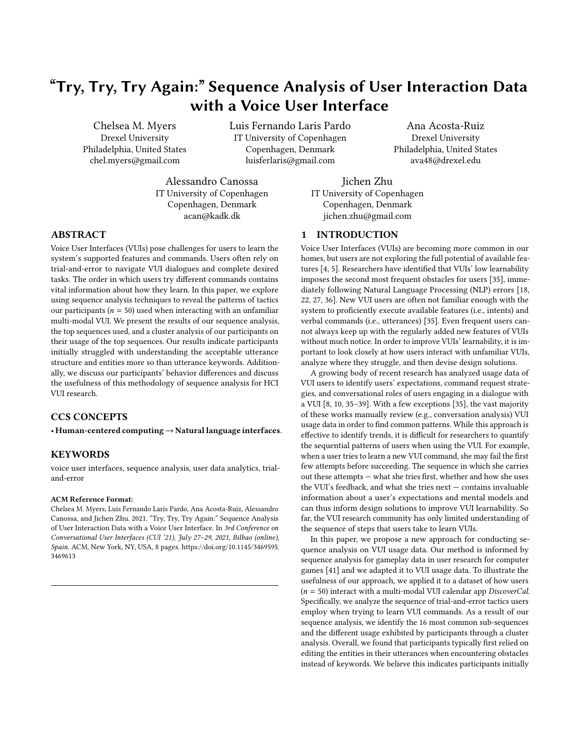# "Try, Try, Try Again:" Sequence Analysis of User Interaction Data with a Voice User Interface

Chelsea M. Myers
Drexel University
Philadelphia, United States
chel.myers@gmail.com

Luis Fernando Laris Pardo
IT University of Copenhagen
Copenhagen, Denmark
luisferlaris@gmail.com

Ana Acosta-Ruiz
Drexel University
Philadelphia, United States
ava48@drexel.edu

Alessandro Canossa
IT University of Copenhagen
Copenhagen, Denmark
acan@kadk.dk

Jichen Zhu
IT University of Copenhagen
Copenhagen, Denmark
jichen.zhu@gmail.com

## ABSTRACT

Voice User Interfaces (VUIs) pose challenges for users to learn the system's supported features and commands. Users often rely on trial-and-error to navigate VUI dialogues and complete desired tasks. The order in which users try different commands contains vital information about how they learn. In this paper, we explore using sequence analysis techniques to reveal the patterns of tactics our participants ($n = 50$) used when interacting with an unfamiliar multi-modal VUI. We present the results of our sequence analysis, the top sequences used, and a cluster analysis of our participants on their usage of the top sequences. Our results indicate participants initially struggled with understanding the acceptable utterance structure and entities more so than utterance keywords. Additionally, we discuss our participants' behavior differences and discuss the usefulness of this methodology of sequence analysis for HCI VUI research.

## CCS CONCEPTS

• **Human-centered computing → Natural language interfaces**.

## KEYWORDS

voice user interfaces, sequence analysis, user data analytics, trial-and-error

**ACM Reference Format:**
Chelsea M. Myers, Luis Fernando Laris Pardo, Ana Acosta-Ruiz, Alessandro Canossa, and Jichen Zhu. 2021. "Try, Try, Try Again:" Sequence Analysis of User Interaction Data with a Voice User Interface. In *3rd Conference on Conversational User Interfaces (CUI '21), July 27–29, 2021, Bilbao (online), Spain.* ACM, New York, NY, USA, 8 pages. https://doi.org/10.1145/3469595.3469613

## 1 INTRODUCTION

Voice User Interfaces (VUIs) are becoming more common in our homes, but users are not exploring the full potential of available features [4, 5]. Researchers have identified that VUIs' low learnability imposes the second most frequent obstacles for users [35], immediately following Natural Language Processing (NLP) errors [18, 22, 27, 36]. New VUI users are often not familiar enough with the system to proficiently execute available features (i.e., intents) and verbal commands (i.e., utterances) [35]. Even frequent users cannot always keep up with the regularly added new features of VUIs without much notice. In order to improve VUIs' learnability, it is important to look closely at how users interact with unfamiliar VUIs, analyze where they struggle, and then devise design solutions.

A growing body of recent research has analyzed usage data of VUI users to identify users' expectations, command request strategies, and conversational roles of users engaging in a dialogue with a VUI [8, 10, 35–39]. With a few exceptions [35], the vast majority of these works manually review (e.g., conversation analysis) VUI usage data in order to find common patterns. While this approach is effective to identify trends, it is difficult for researchers to quantify the sequential patterns of users when using the VUI. For example, when a user tries to learn a new VUI command, she may fail the first few attempts before succeeding. The sequence in which she carries out these attempts — what she tries first, whether and how she uses the VUI's feedback, and what she tries next — contains invaluable information about a user's expectations and mental models and can thus inform design solutions to improve VUI learnability. So far, the VUI research community has only limited understanding of the sequence of steps that users take to learn VUIs.

In this paper, we propose a new approach for conducting sequence analysis on VUI usage data. Our method is informed by sequence analysis for gameplay data in user research for computer games [41] and we adapted it to VUI usage data. To illustrate the usefulness of our approach, we applied it to a dataset of how users ($n = 50$) interact with a multi-modal VUI calendar app *DiscoverCal*. Specifically, we analyze the sequence of trial-and-error tactics users employ when trying to learn VUI commands. As a result of our sequence analysis, we identify the 16 most common sub-sequences and the different usage exhibited by participants through a cluster analysis. Overall, we found that participants typically first relied on editing the entities in their utterances when encountering obstacles instead of keywords. We believe this indicates participants initially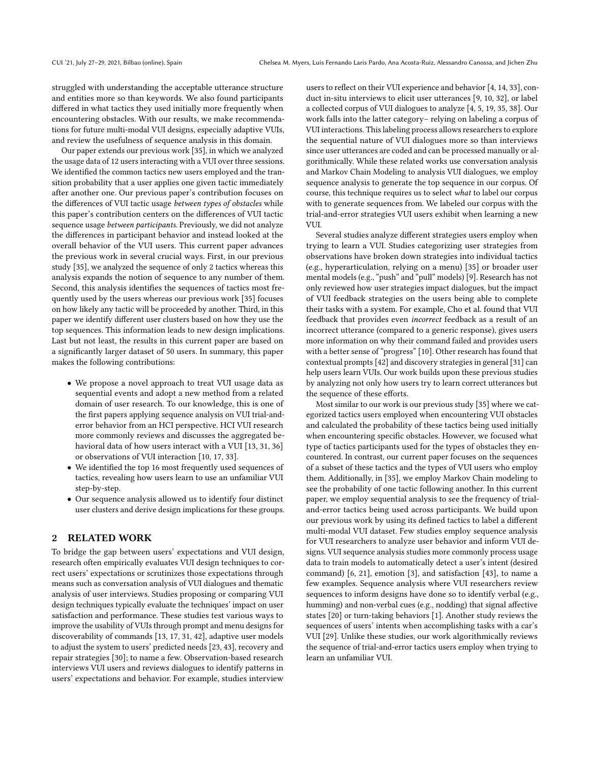struggled with understanding the acceptable utterance structure and entities more so than keywords. We also found participants differed in what tactics they used initially more frequently when encountering obstacles. With our results, we make recommendations for future multi-modal VUI designs, especially adaptive VUIs, and review the usefulness of sequence analysis in this domain.

Our paper extends our previous work [35], in which we analyzed the usage data of 12 users interacting with a VUI over three sessions. We identified the common tactics new users employed and the transition probability that a user applies one given tactic immediately after another one. Our previous paper's contribution focuses on the differences of VUI tactic usage *between types of obstacles* while this paper's contribution centers on the differences of VUI tactic sequence usage *between participants*. Previously, we did not analyze the differences in participant behavior and instead looked at the overall behavior of the VUI users. This current paper advances the previous work in several crucial ways. First, in our previous study [35], we analyzed the sequence of only 2 tactics whereas this analysis expands the notion of sequence to any number of them. Second, this analysis identifies the sequences of tactics most frequently used by the users whereas our previous work [35] focuses on how likely any tactic will be proceeded by another. Third, in this paper we identify different user clusters based on how they use the top sequences. This information leads to new design implications. Last but not least, the results in this current paper are based on a significantly larger dataset of 50 users. In summary, this paper makes the following contributions:

- We propose a novel approach to treat VUI usage data as sequential events and adopt a new method from a related domain of user research. To our knowledge, this is one of the first papers applying sequence analysis on VUI trial-and-error behavior from an HCI perspective. HCI VUI research more commonly reviews and discusses the aggregated behavioral data of how users interact with a VUI [13, 31, 36] or observations of VUI interaction [10, 17, 33].
- We identified the top 16 most frequently used sequences of tactics, revealing how users learn to use an unfamiliar VUI step-by-step.
- Our sequence analysis allowed us to identify four distinct user clusters and derive design implications for these groups.

## 2 RELATED WORK

To bridge the gap between users' expectations and VUI design, research often empirically evaluates VUI design techniques to correct users' expectations or scrutinizes those expectations through means such as conversation analysis of VUI dialogues and thematic analysis of user interviews. Studies proposing or comparing VUI design techniques typically evaluate the techniques' impact on user satisfaction and performance. These studies test various ways to improve the usability of VUIs through prompt and menu designs for discoverability of commands [13, 17, 31, 42], adaptive user models to adjust the system to users' predicted needs [23, 43], recovery and repair strategies [30]; to name a few. Observation-based research interviews VUI users and reviews dialogues to identify patterns in users' expectations and behavior. For example, studies interview users to reflect on their VUI experience and behavior [4, 14, 33], conduct in-situ interviews to elicit user utterances [9, 10, 32], or label a collected corpus of VUI dialogues to analyze [4, 5, 19, 35, 38]. Our work falls into the latter category– relying on labeling a corpus of VUI interactions. This labeling process allows researchers to explore the sequential nature of VUI dialogues more so than interviews since user utterances are coded and can be processed manually or algorithmically. While these related works use conversation analysis and Markov Chain Modeling to analysis VUI dialogues, we employ sequence analysis to generate the top sequence in our corpus. Of course, this technique requires us to select *what* to label our corpus with to generate sequences from. We labeled our corpus with the trial-and-error strategies VUI users exhibit when learning a new VUI.

Several studies analyze different strategies users employ when trying to learn a VUI. Studies categorizing user strategies from observations have broken down strategies into individual tactics (e.g., hyperarticulation, relying on a menu) [35] or broader user mental models (e.g., "push" and "pull" models) [9]. Research has not only reviewed how user strategies impact dialogues, but the impact of VUI feedback strategies on the users being able to complete their tasks with a system. For example, Cho et al. found that VUI feedback that provides even *incorrect* feedback as a result of an incorrect utterance (compared to a generic response), gives users more information on why their command failed and provides users with a better sense of "progress" [10]. Other research has found that contextual prompts [42] and discovery strategies in general [31] can help users learn VUIs. Our work builds upon these previous studies by analyzing not only how users try to learn correct utterances but the sequence of these efforts.

Most similar to our work is our previous study [35] where we categorized tactics users employed when encountering VUI obstacles and calculated the probability of these tactics being used initially when encountering specific obstacles. However, we focused what type of tactics participants used for the types of obstacles they encountered. In contrast, our current paper focuses on the sequences of a subset of these tactics and the types of VUI users who employ them. Additionally, in [35], we employ Markov Chain modeling to see the probability of one tactic following another. In this current paper, we employ sequential analysis to see the frequency of trial-and-error tactics being used across participants. We build upon our previous work by using its defined tactics to label a different multi-modal VUI dataset. Few studies employ sequence analysis for VUI researchers to analyze user behavior and inform VUI designs. VUI sequence analysis studies more commonly process usage data to train models to automatically detect a user's intent (desired command) [6, 21], emotion [3], and satisfaction [43], to name a few examples. Sequence analysis where VUI researchers review sequences to inform designs have done so to identify verbal (e.g., humming) and non-verbal cues (e.g., nodding) that signal affective states [20] or turn-taking behaviors [1]. Another study reviews the sequences of users' intents when accomplishing tasks with a car's VUI [29]. Unlike these studies, our work algorithmically reviews the sequence of trial-and-error tactics users employ when trying to learn an unfamiliar VUI.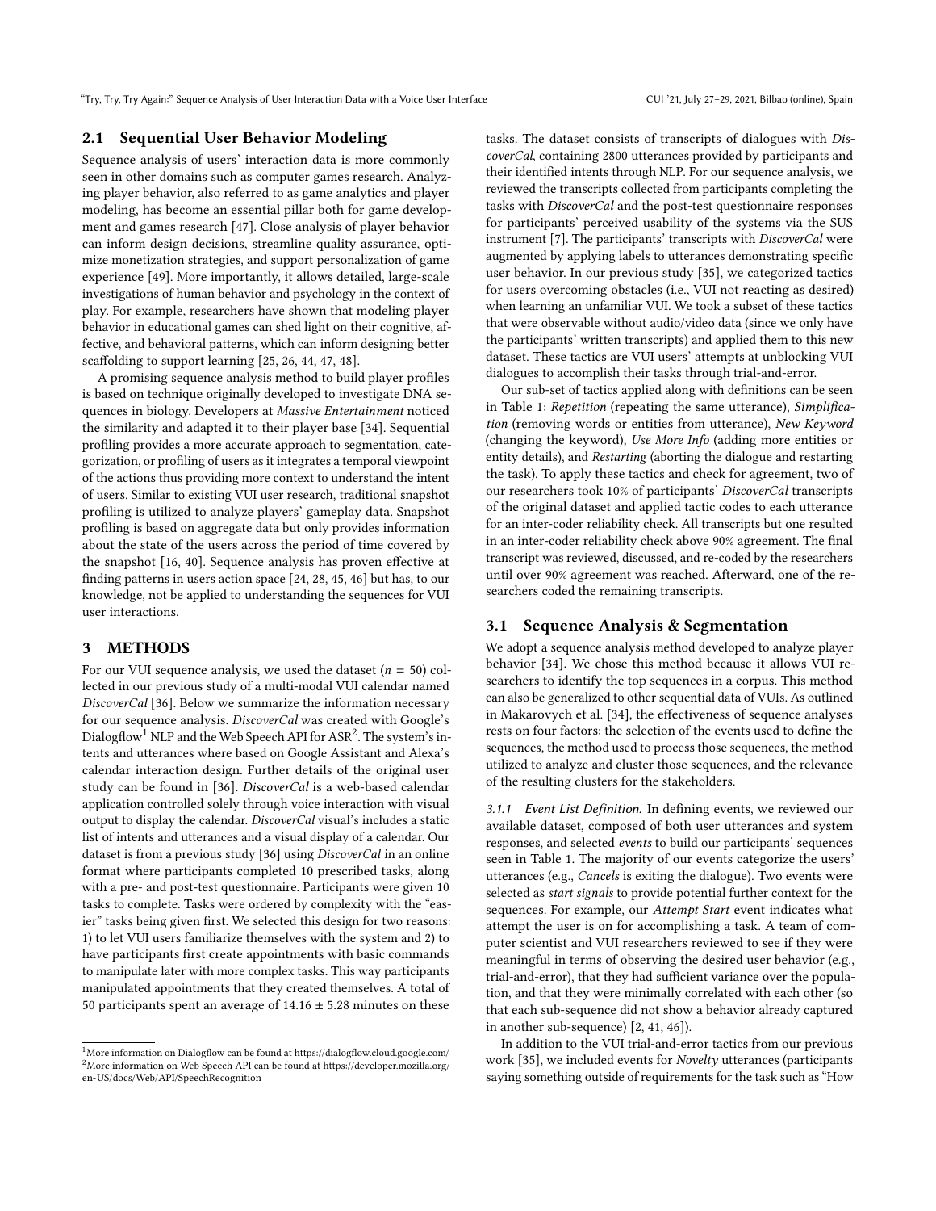## 2.1 Sequential User Behavior Modeling

Sequence analysis of users' interaction data is more commonly seen in other domains such as computer games research. Analyzing player behavior, also referred to as game analytics and player modeling, has become an essential pillar both for game development and games research [47]. Close analysis of player behavior can inform design decisions, streamline quality assurance, optimize monetization strategies, and support personalization of game experience [49]. More importantly, it allows detailed, large-scale investigations of human behavior and psychology in the context of play. For example, researchers have shown that modeling player behavior in educational games can shed light on their cognitive, affective, and behavioral patterns, which can inform designing better scaffolding to support learning [25, 26, 44, 47, 48].

A promising sequence analysis method to build player profiles is based on technique originally developed to investigate DNA sequences in biology. Developers at *Massive Entertainment* noticed the similarity and adapted it to their player base [34]. Sequential profiling provides a more accurate approach to segmentation, categorization, or profiling of users as it integrates a temporal viewpoint of the actions thus providing more context to understand the intent of users. Similar to existing VUI user research, traditional snapshot profiling is utilized to analyze players' gameplay data. Snapshot profiling is based on aggregate data but only provides information about the state of the users across the period of time covered by the snapshot [16, 40]. Sequence analysis has proven effective at finding patterns in users action space [24, 28, 45, 46] but has, to our knowledge, not be applied to understanding the sequences for VUI user interactions.

# 3 METHODS

For our VUI sequence analysis, we used the dataset ($n = 50$) collected in our previous study of a multi-modal VUI calendar named *DiscoverCal* [36]. Below we summarize the information necessary for our sequence analysis. *DiscoverCal* was created with Google's Dialogflow[1] NLP and the Web Speech API for ASR[2]. The system's intents and utterances where based on Google Assistant and Alexa's calendar interaction design. Further details of the original user study can be found in [36]. *DiscoverCal* is a web-based calendar application controlled solely through voice interaction with visual output to display the calendar. *DiscoverCal* visual's includes a static list of intents and utterances and a visual display of a calendar. Our dataset is from a previous study [36] using *DiscoverCal* in an online format where participants completed 10 prescribed tasks, along with a pre- and post-test questionnaire. Participants were given 10 tasks to complete. Tasks were ordered by complexity with the "easier" tasks being given first. We selected this design for two reasons: 1) to let VUI users familiarize themselves with the system and 2) to have participants first create appointments with basic commands to manipulate later with more complex tasks. This way participants manipulated appointments that they created themselves. A total of 50 participants spent an average of $14.16 \pm 5.28$ minutes on these tasks. The dataset consists of transcripts of dialogues with *DiscoverCal*, containing 2800 utterances provided by participants and their identified intents through NLP. For our sequence analysis, we reviewed the transcripts collected from participants completing the tasks with *DiscoverCal* and the post-test questionnaire responses for participants' perceived usability of the systems via the SUS instrument [7]. The participants' transcripts with *DiscoverCal* were augmented by applying labels to utterances demonstrating specific user behavior. In our previous study [35], we categorized tactics for users overcoming obstacles (i.e., VUI not reacting as desired) when learning an unfamiliar VUI. We took a subset of these tactics that were observable without audio/video data (since we only have the participants' written transcripts) and applied them to this new dataset. These tactics are VUI users' attempts at unblocking VUI dialogues to accomplish their tasks through trial-and-error.

Our sub-set of tactics applied along with definitions can be seen in Table 1: *Repetition* (repeating the same utterance), *Simplification* (removing words or entities from utterance), *New Keyword* (changing the keyword), *Use More Info* (adding more entities or entity details), and *Restarting* (aborting the dialogue and restarting the task). To apply these tactics and check for agreement, two of our researchers took 10% of participants' *DiscoverCal* transcripts of the original dataset and applied tactic codes to each utterance for an inter-coder reliability check. All transcripts but one resulted in an inter-coder reliability check above 90% agreement. The final transcript was reviewed, discussed, and re-coded by the researchers until over 90% agreement was reached. Afterward, one of the researchers coded the remaining transcripts.

## 3.1 Sequence Analysis & Segmentation

We adopt a sequence analysis method developed to analyze player behavior [34]. We chose this method because it allows VUI researchers to identify the top sequences in a corpus. This method can also be generalized to other sequential data of VUIs. As outlined in Makarovych et al. [34], the effectiveness of sequence analyses rests on four factors: the selection of the events used to define the sequences, the method used to process those sequences, the method utilized to analyze and cluster those sequences, and the relevance of the resulting clusters for the stakeholders.

*3.1.1 Event List Definition.* In defining events, we reviewed our available dataset, composed of both user utterances and system responses, and selected *events* to build our participants' sequences seen in Table 1. The majority of our events categorize the users' utterances (e.g., *Cancels* is exiting the dialogue). Two events were selected as *start signals* to provide potential further context for the sequences. For example, our *Attempt Start* event indicates what attempt the user is on for accomplishing a task. A team of computer scientist and VUI researchers reviewed to see if they were meaningful in terms of observing the desired user behavior (e.g., trial-and-error), that they had sufficient variance over the population, and that they were minimally correlated with each other (so that each sub-sequence did not show a behavior already captured in another sub-sequence) [2, 41, 46]).

In addition to the VUI trial-and-error tactics from our previous work [35], we included events for *Novelty* utterances (participants saying something outside of requirements for the task such as "How

[1] More information on Dialogflow can be found at https://dialogflow.cloud.google.com/
[2] More information on Web Speech API can be found at https://developer.mozilla.org/en-US/docs/Web/API/SpeechRecognition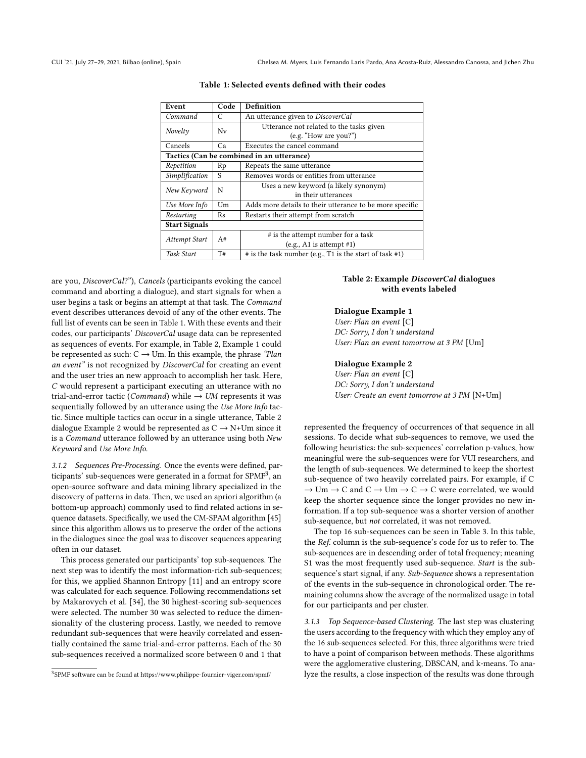**Table 1: Selected events defined with their codes**

| Event | Code | Definition |
| --- | --- | --- |
| *Command* | C | An utterance given to *DiscoverCal* |
| *Novelty* | Nv | Utterance not related to the tasks given (e.g. "How are you?") |
| Cancels | Ca | Executes the cancel command |
| **Tactics (Can be combined in an utterance)** | | |
| *Repetition* | Rp | Repeats the same utterance |
| *Simplification* | S | Removes words or entities from utterance |
| *New Keyword* | N | Uses a new keyword (a likely synonym) in their utterances |
| *Use More Info* | Um | Adds more details to their utterance to be more specific |
| *Restarting* | Rs | Restarts their attempt from scratch |
| **Start Signals** | | |
| *Attempt Start* | A# | # is the attempt number for a task (e.g., A1 is attempt #1) |
| *Task Start* | T# | # is the task number (e.g., T1 is the start of task #1) |

are you, *DiscoverCal*?"), *Cancels* (participants evoking the cancel command and aborting a dialogue), and start signals for when a user begins a task or begins an attempt at that task. The *Command* event describes utterances devoid of any of the other events. The full list of events can be seen in Table 1. With these events and their codes, our participants' *DiscoverCal* usage data can be represented as sequences of events. For example, in Table 2, Example 1 could be represented as such: C → Um. In this example, the phrase *"Plan an event"* is not recognized by *DiscoverCal* for creating an event and the user tries an new approach to accomplish her task. Here, *C* would represent a participant executing an utterance with no trial-and-error tactic (*Command*) while → *UM* represents it was sequentially followed by an utterance using the *Use More Info* tactic. Since multiple tactics can occur in a single utterance, Table 2 dialogue Example 2 would be represented as C → N+Um since it is a *Command* utterance followed by an utterance using both *New Keyword* and *Use More Info*.

**Table 2: Example *DiscoverCal* dialogues with events labeled**

**Dialogue Example 1**
*User: Plan an event* [C]
*DC: Sorry, I don't understand*
*User: Plan an event tomorrow at 3 PM* [Um]

**Dialogue Example 2**
*User: Plan an event* [C]
*DC: Sorry, I don't understand*
*User: Create an event tomorrow at 3 PM* [N+Um]

#### 3.1.2 Sequences Pre-Processing.

Once the events were defined, participants' sub-sequences were generated in a format for SPMF[3], an open-source software and data mining library specialized in the discovery of patterns in data. Then, we used an apriori algorithm (a bottom-up approach) commonly used to find related actions in sequence datasets. Specifically, we used the CM-SPAM algorithm [45] since this algorithm allows us to preserve the order of the actions in the dialogues since the goal was to discover sequences appearing often in our dataset.

This process generated our participants' top sub-sequences. The next step was to identify the most information-rich sub-sequences; for this, we applied Shannon Entropy [11] and an entropy score was calculated for each sequence. Following recommendations set by Makarovych et al. [34], the 30 highest-scoring sub-sequences were selected. The number 30 was selected to reduce the dimensionality of the clustering process. Lastly, we needed to remove redundant sub-sequences that were heavily correlated and essentially contained the same trial-and-error patterns. Each of the 30 sub-sequences received a normalized score between 0 and 1 that represented the frequency of occurrences of that sequence in all sessions. To decide what sub-sequences to remove, we used the following heuristics: the sub-sequences' correlation p-values, how meaningful were the sub-sequences were for VUI researchers, and the length of sub-sequences. We determined to keep the shortest sub-sequence of two heavily correlated pairs. For example, if C → Um → C and C → Um → C → C were correlated, we would keep the shorter sequence since the longer provides no new information. If a top sub-sequence was a shorter version of another sub-sequence, but *not* correlated, it was not removed.

The top 16 sub-sequences can be seen in Table 3. In this table, the *Ref.* column is the sub-sequence's code for us to refer to. The sub-sequences are in descending order of total frequency; meaning S1 was the most frequently used sub-sequence. *Start* is the sub-sequence's start signal, if any. *Sub-Sequence* shows a representation of the events in the sub-sequence in chronological order. The remaining columns show the average of the normalized usage in total for our participants and per cluster.

#### 3.1.3 Top Sequence-based Clustering.

The last step was clustering the users according to the frequency with which they employ any of the 16 sub-sequences selected. For this, three algorithms were tried to have a point of comparison between methods. These algorithms were the agglomerative clustering, DBSCAN, and k-means. To analyze the results, a close inspection of the results was done through

[3] SPMF software can be found at https://www.philippe-fournier-viger.com/spmf/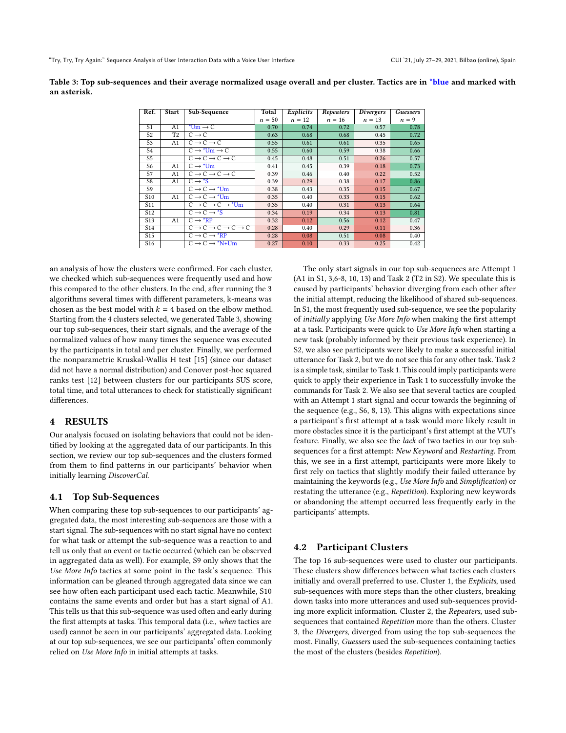**Table 3: Top sub-sequences and their average normalized usage overall and per cluster. Tactics are in *blue and marked with an asterisk.**

| Ref. | Start | Sub-Sequence | Total $n = 50$ | *Explicits* $n = 12$ | *Repeaters* $n = 16$ | *Divergers* $n = 13$ | *Guessers* $n = 9$ |
|---|---|---|---|---|---|---|---|
| S1 | A1 | *Um → C | 0.70 | 0.74 | 0.72 | 0.57 | 0.78 |
| S2 | T2 | C → C | 0.63 | 0.68 | 0.68 | 0.45 | 0.72 |
| S3 | A1 | C → C → C | 0.55 | 0.61 | 0.61 | 0.35 | 0.65 |
| S4 | | C → *Um → C | 0.55 | 0.60 | 0.59 | 0.38 | 0.66 |
| S5 | | C → C → C → C | 0.45 | 0.48 | 0.51 | 0.26 | 0.57 |
| S6 | A1 | C → *Um | 0.41 | 0.45 | 0.39 | 0.18 | 0.73 |
| S7 | A1 | C → C → C → C | 0.39 | 0.46 | 0.40 | 0.22 | 0.52 |
| S8 | A1 | C → *S | 0.39 | 0.29 | 0.38 | 0.17 | 0.86 |
| S9 | | C → C → *Um | 0.38 | 0.43 | 0.35 | 0.15 | 0.67 |
| S10 | A1 | C → C → *Um | 0.35 | 0.40 | 0.33 | 0.15 | 0.62 |
| S11 | | C → C → C → *Um | 0.35 | 0.40 | 0.31 | 0.13 | 0.64 |
| S12 | | C → C → *S | 0.34 | 0.19 | 0.34 | 0.13 | 0.81 |
| S13 | A1 | C → *RP | 0.32 | 0.12 | 0.56 | 0.12 | 0.47 |
| S14 | | C → C → C → C → C | 0.28 | 0.40 | 0.29 | 0.11 | 0.36 |
| S15 | | C → C → *RP | 0.28 | 0.08 | 0.51 | 0.08 | 0.40 |
| S16 | | C → C → *N+Um | 0.27 | 0.10 | 0.33 | 0.25 | 0.42 |

an analysis of how the clusters were confirmed. For each cluster, we checked which sub-sequences were frequently used and how this compared to the other clusters. In the end, after running the 3 algorithms several times with different parameters, k-means was chosen as the best model with $k = 4$ based on the elbow method. Starting from the 4 clusters selected, we generated Table 3, showing our top sub-sequences, their start signals, and the average of the normalized values of how many times the sequence was executed by the participants in total and per cluster. Finally, we performed the nonparametric Kruskal-Wallis H test [15] (since our dataset did not have a normal distribution) and Conover post-hoc squared ranks test [12] between clusters for our participants SUS score, total time, and total utterances to check for statistically significant differences.

## 4 RESULTS

Our analysis focused on isolating behaviors that could not be identified by looking at the aggregated data of our participants. In this section, we review our top sub-sequences and the clusters formed from them to find patterns in our participants' behavior when initially learning *DiscoverCal*.

### 4.1 Top Sub-Sequences

When comparing these top sub-sequences to our participants' aggregated data, the most interesting sub-sequences are those with a start signal. The sub-sequences with no start signal have no context for what task or attempt the sub-sequence was a reaction to and tell us only that an event or tactic occurred (which can be observed in aggregated data as well). For example, S9 only shows that the *Use More Info* tactics at some point in the task's sequence. This information can be gleaned through aggregated data since we can see how often each participant used each tactic. Meanwhile, S10 contains the same events and order but has a start signal of A1. This tells us that this sub-sequence was used often and early during the first attempts at tasks. This temporal data (i.e., *when* tactics are used) cannot be seen in our participants' aggregated data. Looking at our top sub-sequences, we see our participants' often commonly relied on *Use More Info* in initial attempts at tasks.

The only start signals in our top sub-sequences are Attempt 1 (A1 in S1, 3,6-8, 10, 13) and Task 2 (T2 in S2). We speculate this is caused by participants' behavior diverging from each other after the initial attempt, reducing the likelihood of shared sub-sequences. In S1, the most frequently used sub-sequence, we see the popularity of *initially* applying *Use More Info* when making the first attempt at a task. Participants were quick to *Use More Info* when starting a new task (probably informed by their previous task experience). In S2, we also see participants were likely to make a successful initial utterance for Task 2, but we do not see this for any other task. Task 2 is a simple task, similar to Task 1. This could imply participants were quick to apply their experience in Task 1 to successfully invoke the commands for Task 2. We also see that several tactics are coupled with an Attempt 1 start signal and occur towards the beginning of the sequence (e.g., S6, 8, 13). This aligns with expectations since a participant's first attempt at a task would more likely result in more obstacles since it is the participant's first attempt at the VUI's feature. Finally, we also see the *lack* of two tactics in our top sub-sequences for a first attempt: *New Keyword* and *Restarting*. From this, we see in a first attempt, participants were more likely to first rely on tactics that slightly modify their failed utterance by maintaining the keywords (e.g., *Use More Info* and *Simplification*) or restating the utterance (e.g., *Repetition*). Exploring new keywords or abandoning the attempt occurred less frequently early in the participants' attempts.

### 4.2 Participant Clusters

The top 16 sub-sequences were used to cluster our participants. These clusters show differences between what tactics each clusters initially and overall preferred to use. Cluster 1, the *Explicits*, used sub-sequences with more steps than the other clusters, breaking down tasks into more utterances and used sub-sequences providing more explicit information. Cluster 2, the *Repeaters*, used sub-sequences that contained *Repetition* more than the others. Cluster 3, the *Divergers*, diverged from using the top sub-sequences the most. Finally, *Guessers* used the sub-sequences containing tactics the most of the clusters (besides *Repetition*).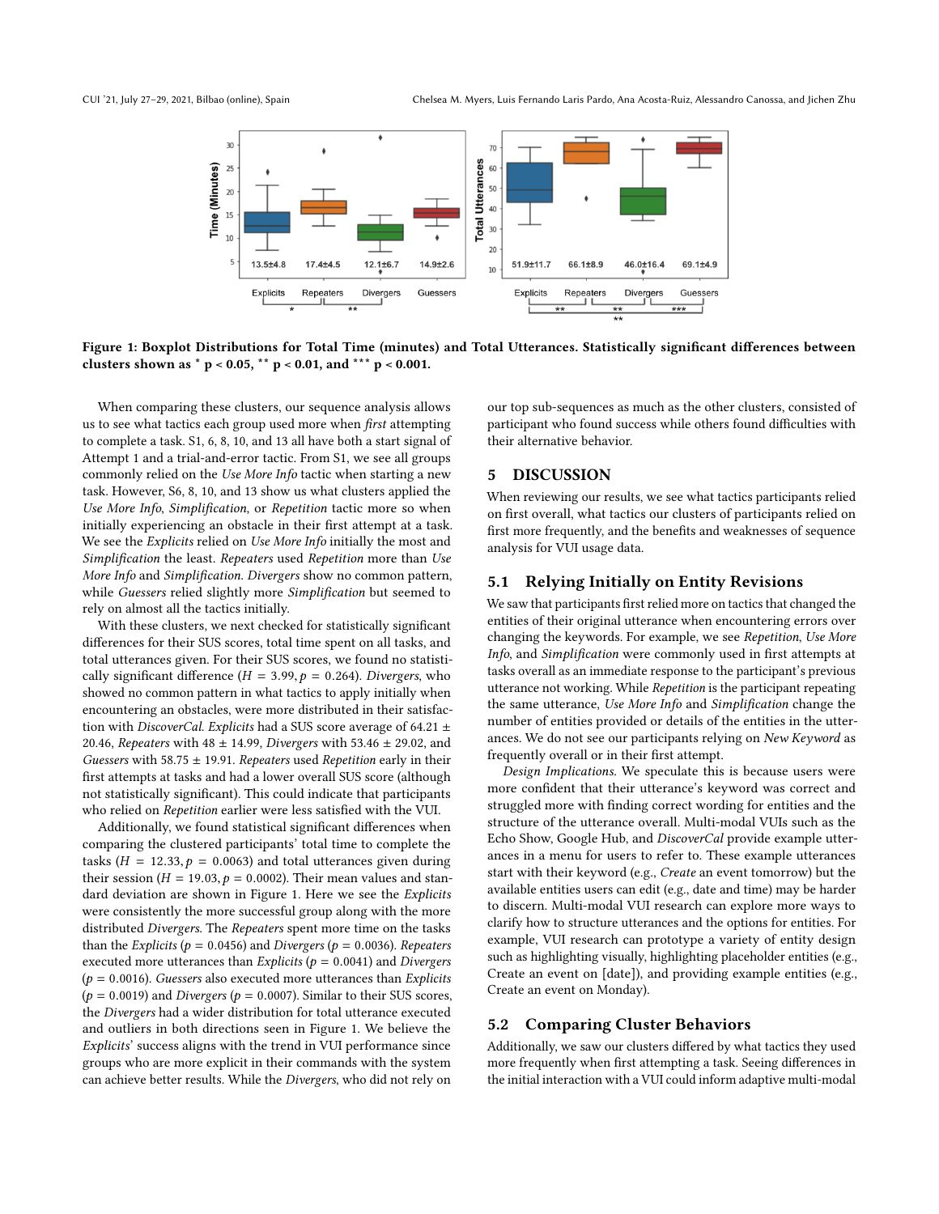Figure 1: Boxplot Distributions for Total Time (minutes) and Total Utterances. Statistically significant differences between clusters shown as * p < 0.05, ** p < 0.01, and *** p < 0.001.

When comparing these clusters, our sequence analysis allows us to see what tactics each group used more when *first* attempting to complete a task. S1, 6, 8, 10, and 13 all have both a start signal of Attempt 1 and a trial-and-error tactic. From S1, we see all groups commonly relied on the *Use More Info* tactic when starting a new task. However, S6, 8, 10, and 13 show us what clusters applied the *Use More Info*, *Simplification*, or *Repetition* tactic more so when initially experiencing an obstacle in their first attempt at a task. We see the *Explicits* relied on *Use More Info* initially the most and *Simplification* the least. *Repeaters* used *Repetition* more than *Use More Info* and *Simplification*. *Divergers* show no common pattern, while *Guessers* relied slightly more *Simplification* but seemed to rely on almost all the tactics initially.

With these clusters, we next checked for statistically significant differences for their SUS scores, total time spent on all tasks, and total utterances given. For their SUS scores, we found no statistically significant difference ($H = 3.99, p = 0.264$). *Divergers*, who showed no common pattern in what tactics to apply initially when encountering an obstacles, were more distributed in their satisfaction with *DiscoverCal*. *Explicits* had a SUS score average of 64.21 ± 20.46, *Repeaters* with 48 ± 14.99, *Divergers* with 53.46 ± 29.02, and *Guessers* with 58.75 ± 19.91. *Repeaters* used *Repetition* early in their first attempts at tasks and had a lower overall SUS score (although not statistically significant). This could indicate that participants who relied on *Repetition* earlier were less satisfied with the VUI.

Additionally, we found statistical significant differences when comparing the clustered participants' total time to complete the tasks ($H = 12.33, p = 0.0063$) and total utterances given during their session ($H = 19.03, p = 0.0002$). Their mean values and standard deviation are shown in Figure 1. Here we see the *Explicits* were consistently the more successful group along with the more distributed *Divergers*. The *Repeaters* spent more time on the tasks than the *Explicits* ($p = 0.0456$) and *Divergers* ($p = 0.0036$). *Repeaters* executed more utterances than *Explicits* ($p = 0.0041$) and *Divergers* ($p = 0.0016$). *Guessers* also executed more utterances than *Explicits* ($p = 0.0019$) and *Divergers* ($p = 0.0007$). Similar to their SUS scores, the *Divergers* had a wider distribution for total utterance executed and outliers in both directions seen in Figure 1. We believe the *Explicits*' success aligns with the trend in VUI performance since groups who are more explicit in their commands with the system can achieve better results. While the *Divergers*, who did not rely on our top sub-sequences as much as the other clusters, consisted of participant who found success while others found difficulties with their alternative behavior.

## 5 DISCUSSION

When reviewing our results, we see what tactics participants relied on first overall, what tactics our clusters of participants relied on first more frequently, and the benefits and weaknesses of sequence analysis for VUI usage data.

### 5.1 Relying Initially on Entity Revisions

We saw that participants first relied more on tactics that changed the entities of their original utterance when encountering errors over changing the keywords. For example, we see *Repetition*, *Use More Info*, and *Simplification* were commonly used in first attempts at tasks overall as an immediate response to the participant's previous utterance not working. While *Repetition* is the participant repeating the same utterance, *Use More Info* and *Simplification* change the number of entities provided or details of the entities in the utterances. We do not see our participants relying on *New Keyword* as frequently overall or in their first attempt.

*Design Implications.* We speculate this is because users were more confident that their utterance's keyword was correct and struggled more with finding correct wording for entities and the structure of the utterance overall. Multi-modal VUIs such as the Echo Show, Google Hub, and *DiscoverCal* provide example utterances in a menu for users to refer to. These example utterances start with their keyword (e.g., *Create* an event tomorrow) but the available entities users can edit (e.g., date and time) may be harder to discern. Multi-modal VUI research can explore more ways to clarify how to structure utterances and the options for entities. For example, VUI research can prototype a variety of entity design such as highlighting visually, highlighting placeholder entities (e.g., Create an event on [date]), and providing example entities (e.g., Create an event on Monday).

### 5.2 Comparing Cluster Behaviors

Additionally, we saw our clusters differed by what tactics they used more frequently when first attempting a task. Seeing differences in the initial interaction with a VUI could inform adaptive multi-modal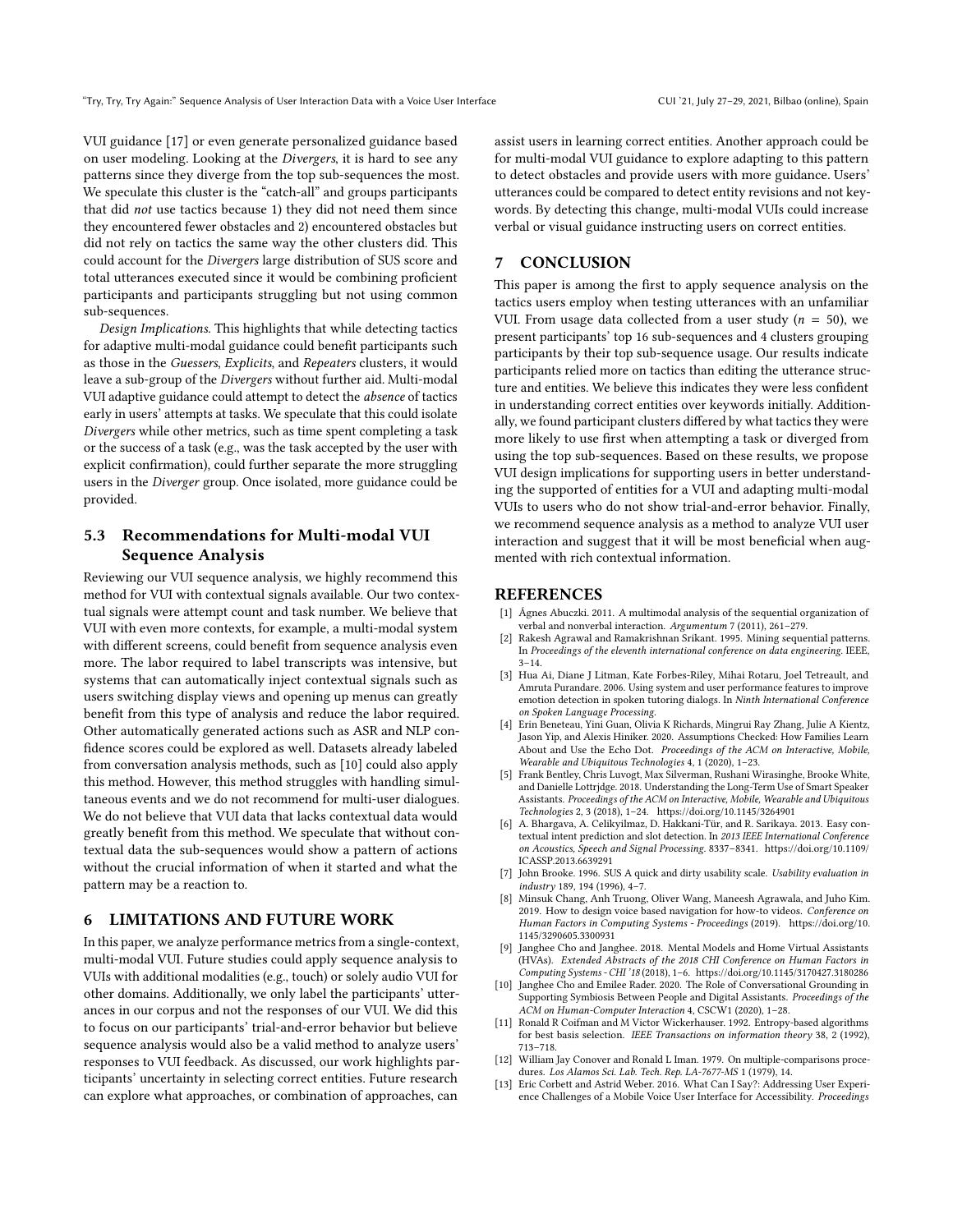VUI guidance [17] or even generate personalized guidance based on user modeling. Looking at the *Divergers*, it is hard to see any patterns since they diverge from the top sub-sequences the most. We speculate this cluster is the "catch-all" and groups participants that did *not* use tactics because 1) they did not need them since they encountered fewer obstacles and 2) encountered obstacles but did not rely on tactics the same way the other clusters did. This could account for the *Divergers* large distribution of SUS score and total utterances executed since it would be combining proficient participants and participants struggling but not using common sub-sequences.

*Design Implications.* This highlights that while detecting tactics for adaptive multi-modal guidance could benefit participants such as those in the *Guessers*, *Explicits*, and *Repeaters* clusters, it would leave a sub-group of the *Divergers* without further aid. Multi-modal VUI adaptive guidance could attempt to detect the *absence* of tactics early in users' attempts at tasks. We speculate that this could isolate *Divergers* while other metrics, such as time spent completing a task or the success of a task (e.g., was the task accepted by the user with explicit confirmation), could further separate the more struggling users in the *Diverger* group. Once isolated, more guidance could be provided.

### 5.3 Recommendations for Multi-modal VUI Sequence Analysis

Reviewing our VUI sequence analysis, we highly recommend this method for VUI with contextual signals available. Our two contextual signals were attempt count and task number. We believe that VUI with even more contexts, for example, a multi-modal system with different screens, could benefit from sequence analysis even more. The labor required to label transcripts was intensive, but systems that can automatically inject contextual signals such as users switching display views and opening up menus can greatly benefit from this type of analysis and reduce the labor required. Other automatically generated actions such as ASR and NLP confidence scores could be explored as well. Datasets already labeled from conversation analysis methods, such as [10] could also apply this method. However, this method struggles with handling simultaneous events and we do not recommend for multi-user dialogues. We do not believe that VUI data that lacks contextual data would greatly benefit from this method. We speculate that without contextual data the sub-sequences would show a pattern of actions without the crucial information of when it started and what the pattern may be a reaction to.

## 6 LIMITATIONS AND FUTURE WORK

In this paper, we analyze performance metrics from a single-context, multi-modal VUI. Future studies could apply sequence analysis to VUIs with additional modalities (e.g., touch) or solely audio VUI for other domains. Additionally, we only label the participants' utterances in our corpus and not the responses of our VUI. We did this to focus on our participants' trial-and-error behavior but believe sequence analysis would also be a valid method to analyze users' responses to VUI feedback. As discussed, our work highlights participants' uncertainty in selecting correct entities. Future research can explore what approaches, or combination of approaches, can assist users in learning correct entities. Another approach could be for multi-modal VUI guidance to explore adapting to this pattern to detect obstacles and provide users with more guidance. Users' utterances could be compared to detect entity revisions and not keywords. By detecting this change, multi-modal VUIs could increase verbal or visual guidance instructing users on correct entities.

## 7 CONCLUSION

This paper is among the first to apply sequence analysis on the tactics users employ when testing utterances with an unfamiliar VUI. From usage data collected from a user study ($n$ = 50), we present participants' top 16 sub-sequences and 4 clusters grouping participants by their top sub-sequence usage. Our results indicate participants relied more on tactics than editing the utterance structure and entities. We believe this indicates they were less confident in understanding correct entities over keywords initially. Additionally, we found participant clusters differed by what tactics they were more likely to use first when attempting a task or diverged from using the top sub-sequences. Based on these results, we propose VUI design implications for supporting users in better understanding the supported of entities for a VUI and adapting multi-modal VUIs to users who do not show trial-and-error behavior. Finally, we recommend sequence analysis as a method to analyze VUI user interaction and suggest that it will be most beneficial when augmented with rich contextual information.

## REFERENCES

[1] Ágnes Abuczki. 2011. A multimodal analysis of the sequential organization of verbal and nonverbal interaction. *Argumentum* 7 (2011), 261–279.

[2] Rakesh Agrawal and Ramakrishnan Srikant. 1995. Mining sequential patterns. In *Proceedings of the eleventh international conference on data engineering*. IEEE, 3–14.

[3] Hua Ai, Diane J Litman, Kate Forbes-Riley, Mihai Rotaru, Joel Tetreault, and Amruta Purandare. 2006. Using system and user performance features to improve emotion detection in spoken tutoring dialogs. In *Ninth International Conference on Spoken Language Processing*.

[4] Erin Beneteau, Yini Guan, Olivia K Richards, Mingrui Ray Zhang, Julie A Kientz, Jason Yip, and Alexis Hiniker. 2020. Assumptions Checked: How Families Learn About and Use the Echo Dot. *Proceedings of the ACM on Interactive, Mobile, Wearable and Ubiquitous Technologies* 4, 1 (2020), 1–23.

[5] Frank Bentley, Chris Luvogt, Max Silverman, Rushani Wirasinghe, Brooke White, and Danielle Lottrjdge. 2018. Understanding the Long-Term Use of Smart Speaker Assistants. *Proceedings of the ACM on Interactive, Mobile, Wearable and Ubiquitous Technologies* 2, 3 (2018), 1–24. https://doi.org/10.1145/3264901

[6] A. Bhargava, A. Celikyilmaz, D. Hakkani-Tür, and R. Sarikaya. 2013. Easy contextual intent prediction and slot detection. In *2013 IEEE International Conference on Acoustics, Speech and Signal Processing*. 8337–8341. https://doi.org/10.1109/ICASSP.2013.6639291

[7] John Brooke. 1996. SUS A quick and dirty usability scale. *Usability evaluation in industry* 189, 194 (1996), 4–7.

[8] Minsuk Chang, Anh Truong, Oliver Wang, Maneesh Agrawala, and Juho Kim. 2019. How to design voice based navigation for how-to videos. *Conference on Human Factors in Computing Systems - Proceedings* (2019). https://doi.org/10.1145/3290605.3300931

[9] Janghee Cho and Janghee. 2018. Mental Models and Home Virtual Assistants (HVAs). *Extended Abstracts of the 2018 CHI Conference on Human Factors in Computing Systems - CHI '18* (2018), 1–6. https://doi.org/10.1145/3170427.3180286

[10] Janghee Cho and Emilee Rader. 2020. The Role of Conversational Grounding in Supporting Symbiosis Between People and Digital Assistants. *Proceedings of the ACM on Human-Computer Interaction* 4, CSCW1 (2020), 1–28.

[11] Ronald R Coifman and M Victor Wickerhauser. 1992. Entropy-based algorithms for best basis selection. *IEEE Transactions on information theory* 38, 2 (1992), 713–718.

[12] William Jay Conover and Ronald L Iman. 1979. On multiple-comparisons procedures. *Los Alamos Sci. Lab. Tech. Rep. LA-7677-MS* 1 (1979), 14.

[13] Eric Corbett and Astrid Weber. 2016. What Can I Say?: Addressing User Experience Challenges of a Mobile Voice User Interface for Accessibility. *Proceedings*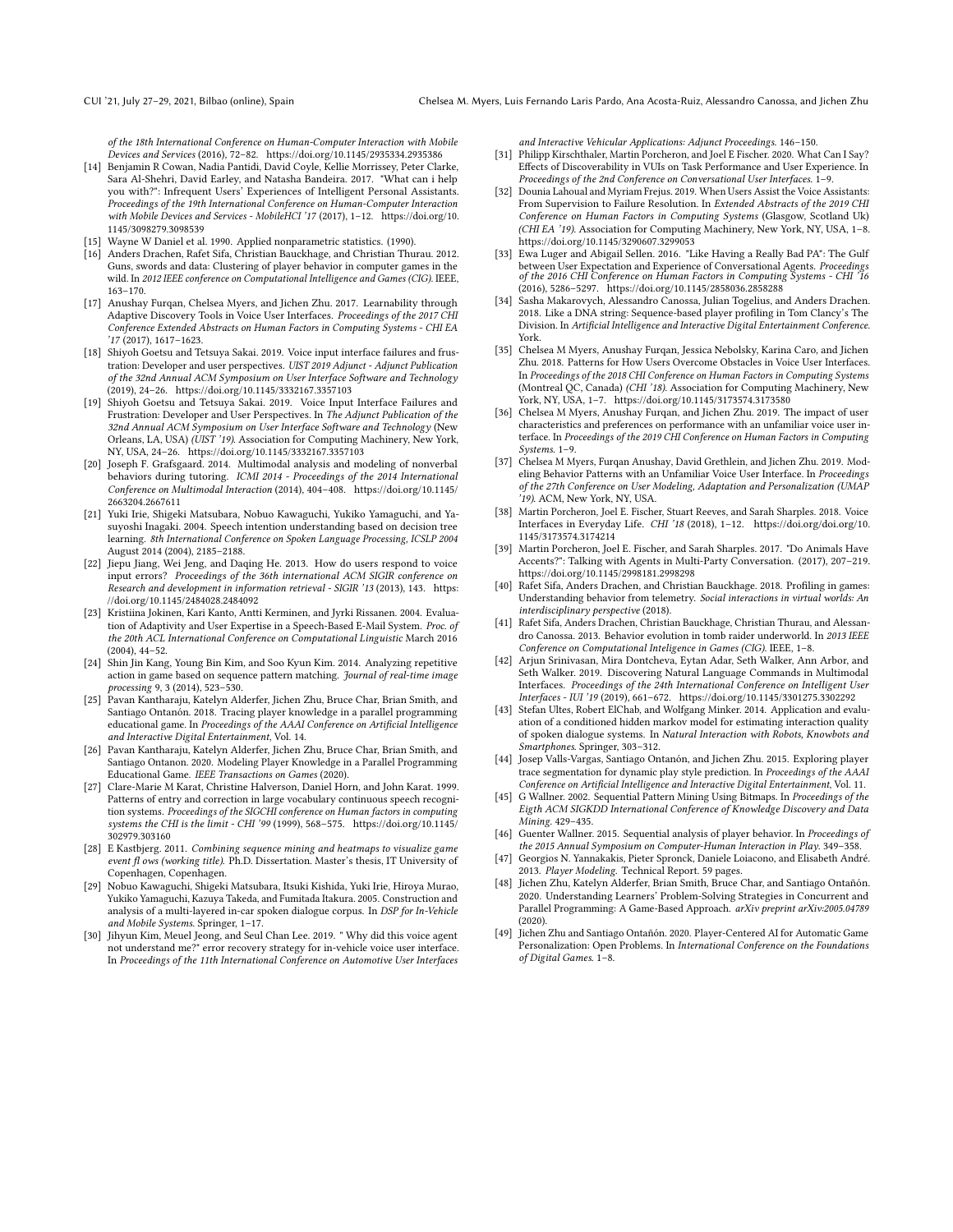of the 18th International Conference on Human-Computer Interaction with Mobile Devices and Services* (2016), 72–82. https://doi.org/10.1145/2935334.2935386

[14] Benjamin R Cowan, Nadia Pantidi, David Coyle, Kellie Morrissey, Peter Clarke, Sara Al-Shehri, David Earley, and Natasha Bandeira. 2017. "What can i help you with?": Infrequent Users' Experiences of Intelligent Personal Assistants. *Proceedings of the 19th International Conference on Human-Computer Interaction with Mobile Devices and Services - MobileHCI '17* (2017), 1–12. https://doi.org/10.1145/3098279.3098539

[15] Wayne W Daniel et al. 1990. Applied nonparametric statistics. (1990).

[16] Anders Drachen, Rafet Sifa, Christian Bauckhage, and Christian Thurau. 2012. Guns, swords and data: Clustering of player behavior in computer games in the wild. In *2012 IEEE conference on Computational Intelligence and Games (CIG)*. IEEE, 163–170.

[17] Anushay Furqan, Chelsea Myers, and Jichen Zhu. 2017. Learnability through Adaptive Discovery Tools in Voice User Interfaces. *Proceedings of the 2017 CHI Conference Extended Abstracts on Human Factors in Computing Systems - CHI EA '17* (2017), 1617–1623.

[18] Shiyoh Goetsu and Tetsuya Sakai. 2019. Voice input interface failures and frustration: Developer and user perspectives. *UIST 2019 Adjunct - Adjunct Publication of the 32nd Annual ACM Symposium on User Interface Software and Technology* (2019), 24–26. https://doi.org/10.1145/3332167.3357103

[19] Shiyoh Goetsu and Tetsuya Sakai. 2019. Voice Input Interface Failures and Frustration: Developer and User Perspectives. In *The Adjunct Publication of the 32nd Annual ACM Symposium on User Interface Software and Technology* (New Orleans, LA, USA) *(UIST '19)*. Association for Computing Machinery, New York, NY, USA, 24–26. https://doi.org/10.1145/3332167.3357103

[20] Joseph F. Grafsgaard. 2014. Multimodal analysis and modeling of nonverbal behaviors during tutoring. *ICMI 2014 - Proceedings of the 2014 International Conference on Multimodal Interaction* (2014), 404–408. https://doi.org/10.1145/2663204.2667611

[21] Yuki Irie, Shigeki Matsubara, Nobuo Kawaguchi, Yukiko Yamaguchi, and Yasuyoshi Inagaki. 2004. Speech intention understanding based on decision tree learning. *8th International Conference on Spoken Language Processing, ICSLP 2004* August 2014 (2004), 2185–2188.

[22] Jiepu Jiang, Wei Jeng, and Daqing He. 2013. How do users respond to voice input errors? *Proceedings of the 36th international ACM SIGIR conference on Research and development in information retrieval - SIGIR '13* (2013), 143. https://doi.org/10.1145/2484028.2484092

[23] Kristiina Jokinen, Kari Kanto, Antti Kerminen, and Jyrki Rissanen. 2004. Evaluation of Adaptivity and User Expertise in a Speech-Based E-Mail System. *Proc. of the 20th ACL International Conference on Computational Linguistic* March 2016 (2004), 44–52.

[24] Shin Jin Kang, Young Bin Kim, and Soo Kyun Kim. 2014. Analyzing repetitive action in game based on sequence pattern matching. *Journal of real-time image processing* 9, 3 (2014), 523–530.

[25] Pavan Kantharaju, Katelyn Alderfer, Jichen Zhu, Bruce Char, Brian Smith, and Santiago Ontanón. 2018. Tracing player knowledge in a parallel programming educational game. In *Proceedings of the AAAI Conference on Artificial Intelligence and Interactive Digital Entertainment*, Vol. 14.

[26] Pavan Kantharaju, Katelyn Alderfer, Jichen Zhu, Bruce Char, Brian Smith, and Santiago Ontanon. 2020. Modeling Player Knowledge in a Parallel Programming Educational Game. *IEEE Transactions on Games* (2020).

[27] Clare-Marie M Karat, Christine Halverson, Daniel Horn, and John Karat. 1999. Patterns of entry and correction in large vocabulary continuous speech recognition systems. *Proceedings of the SIGCHI conference on Human factors in computing systems the CHI is the limit - CHI '99* (1999), 568–575. https://doi.org/10.1145/302979.303160

[28] E Kastbjerg. 2011. *Combining sequence mining and heatmaps to visualize game event fl ows (working title)*. Ph.D. Dissertation. Master's thesis, IT University of Copenhagen, Copenhagen.

[29] Nobuo Kawaguchi, Shigeki Matsubara, Itsuki Kishida, Yuki Irie, Hiroya Murao, Yukiko Yamaguchi, Kazuya Takeda, and Fumitada Itakura. 2005. Construction and analysis of a multi-layered in-car spoken dialogue corpus. In *DSP for In-Vehicle and Mobile Systems*. Springer, 1–17.

[30] Jihyun Kim, Meuel Jeong, and Seul Chan Lee. 2019. " Why did this voice agent not understand me?" error recovery strategy for in-vehicle voice user interface. In *Proceedings of the 11th International Conference on Automotive User Interfaces and Interactive Vehicular Applications: Adjunct Proceedings*. 146–150.

[31] Philipp Kirschthaler, Martin Porcheron, and Joel E Fischer. 2020. What Can I Say? Effects of Discoverability in VUIs on Task Performance and User Experience. In *Proceedings of the 2nd Conference on Conversational User Interfaces*. 1–9.

[32] Dounia Lahoual and Myriam Frejus. 2019. When Users Assist the Voice Assistants: From Supervision to Failure Resolution. In *Extended Abstracts of the 2019 CHI Conference on Human Factors in Computing Systems* (Glasgow, Scotland Uk) *(CHI EA '19)*. Association for Computing Machinery, New York, NY, USA, 1–8. https://doi.org/10.1145/3290607.3299053

[33] Ewa Luger and Abigail Sellen. 2016. "Like Having a Really Bad PA": The Gulf between User Expectation and Experience of Conversational Agents. *Proceedings of the 2016 CHI Conference on Human Factors in Computing Systems - CHI '16* (2016), 5286–5297. https://doi.org/10.1145/2858036.2858288

[34] Sasha Makarovych, Alessandro Canossa, Julian Togelius, and Anders Drachen. 2018. Like a DNA string: Sequence-based player profiling in Tom Clancy's The Division. In *Artificial Intelligence and Interactive Digital Entertainment Conference*. York.

[35] Chelsea M Myers, Anushay Furqan, Jessica Nebolsky, Karina Caro, and Jichen Zhu. 2018. Patterns for How Users Overcome Obstacles in Voice User Interfaces. In *Proceedings of the 2018 CHI Conference on Human Factors in Computing Systems* (Montreal QC, Canada) *(CHI '18)*. Association for Computing Machinery, New York, NY, USA, 1–7. https://doi.org/10.1145/3173574.3173580

[36] Chelsea M Myers, Anushay Furqan, and Jichen Zhu. 2019. The impact of user characteristics and preferences on performance with an unfamiliar voice user interface. In *Proceedings of the 2019 CHI Conference on Human Factors in Computing Systems*. 1–9.

[37] Chelsea M Myers, Furqan Anushay, David Grethlein, and Jichen Zhu. 2019. Modeling Behavior Patterns with an Unfamiliar Voice User Interface. In *Proceedings of the 27th Conference on User Modeling, Adaptation and Personalization (UMAP '19)*. ACM, New York, NY, USA.

[38] Martin Porcheron, Joel E. Fischer, Stuart Reeves, and Sarah Sharples. 2018. Voice Interfaces in Everyday Life. *CHI '18* (2018), 1–12. https://doi.org/doi.org/10.1145/3173574.3174214

[39] Martin Porcheron, Joel E. Fischer, and Sarah Sharples. 2017. "Do Animals Have Accents?": Talking with Agents in Multi-Party Conversation. (2017), 207–219. https://doi.org/10.1145/2998181.2998298

[40] Rafet Sifa, Anders Drachen, and Christian Bauckhage. 2018. Profiling in games: Understanding behavior from telemetry. *Social interactions in virtual worlds: An interdisciplinary perspective* (2018).

[41] Rafet Sifa, Anders Drachen, Christian Bauckhage, Christian Thurau, and Alessandro Canossa. 2013. Behavior evolution in tomb raider underworld. In *2013 IEEE Conference on Computational Inteligence in Games (CIG)*. IEEE, 1–8.

[42] Arjun Srinivasan, Mira Dontcheva, Eytan Adar, Seth Walker, Ann Arbor, and Seth Walker. 2019. Discovering Natural Language Commands in Multimodal Interfaces. *Proceedings of the 24th International Conference on Intelligent User Interfaces - IUI '19* (2019), 661–672. https://doi.org/10.1145/3301275.3302292

[43] Stefan Ultes, Robert ElChab, and Wolfgang Minker. 2014. Application and evaluation of a conditioned hidden markov model for estimating interaction quality of spoken dialogue systems. In *Natural Interaction with Robots, Knowbots and Smartphones*. Springer, 303–312.

[44] Josep Valls-Vargas, Santiago Ontanón, and Jichen Zhu. 2015. Exploring player trace segmentation for dynamic play style prediction. In *Proceedings of the AAAI Conference on Artificial Intelligence and Interactive Digital Entertainment*, Vol. 11.

[45] G Wallner. 2002. Sequential Pattern Mining Using Bitmaps. In *Proceedings of the Eigth ACM SIGKDD International Conference of Knowledge Discovery and Data Mining*. 429–435.

[46] Guenter Wallner. 2015. Sequential analysis of player behavior. In *Proceedings of the 2015 Annual Symposium on Computer-Human Interaction in Play*. 349–358.

[47] Georgios N. Yannakakis, Pieter Spronck, Daniele Loiacono, and Elisabeth André. 2013. *Player Modeling*. Technical Report. 59 pages.

[48] Jichen Zhu, Katelyn Alderfer, Brian Smith, Bruce Char, and Santiago Ontañón. 2020. Understanding Learners' Problem-Solving Strategies in Concurrent and Parallel Programming: A Game-Based Approach. *arXiv preprint arXiv:2005.04789* (2020).

[49] Jichen Zhu and Santiago Ontañón. 2020. Player-Centered AI for Automatic Game Personalization: Open Problems. In *International Conference on the Foundations of Digital Games*. 1–8.